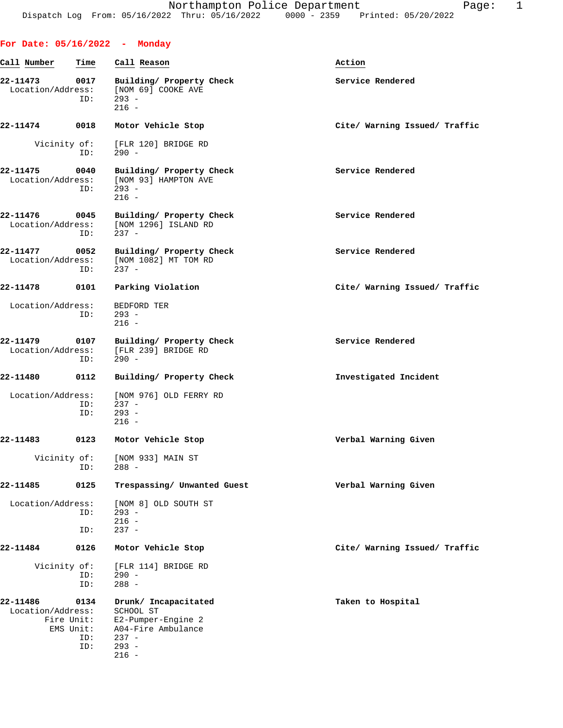Northampton Police Department
Dispatch Log From: 05/16/2022 Thru: 05/16/2022 0000 - 2359 Printed: 05/20/2022

## For Date: 05/16/2022 - Monday

| Call Number | Time | Call Reason | Action |
|---|---|---|---|
| 22-11473 | 0017 | Building/ Property Check | Service Rendered |
| Location/Address: | | [NOM 69] COOKE AVE | |
| ID: | | 293 - | |
| | | 216 - | |
| 22-11474 | 0018 | Motor Vehicle Stop | Cite/ Warning Issued/ Traffic |
| Vicinity of: | | [FLR 120] BRIDGE RD | |
| ID: | | 290 - | |
| 22-11475 | 0040 | Building/ Property Check | Service Rendered |
| Location/Address: | | [NOM 93] HAMPTON AVE | |
| ID: | | 293 - | |
| | | 216 - | |
| 22-11476 | 0045 | Building/ Property Check | Service Rendered |
| Location/Address: | | [NOM 1296] ISLAND RD | |
| ID: | | 237 - | |
| 22-11477 | 0052 | Building/ Property Check | Service Rendered |
| Location/Address: | | [NOM 1082] MT TOM RD | |
| ID: | | 237 - | |
| 22-11478 | 0101 | Parking Violation | Cite/ Warning Issued/ Traffic |
| Location/Address: | | BEDFORD TER | |
| ID: | | 293 - | |
| | | 216 - | |
| 22-11479 | 0107 | Building/ Property Check | Service Rendered |
| Location/Address: | | [FLR 239] BRIDGE RD | |
| ID: | | 290 - | |
| 22-11480 | 0112 | Building/ Property Check | Investigated Incident |
| Location/Address: | | [NOM 976] OLD FERRY RD | |
| ID: | | 237 - | |
| ID: | | 293 - | |
| | | 216 - | |
| 22-11483 | 0123 | Motor Vehicle Stop | Verbal Warning Given |
| Vicinity of: | | [NOM 933] MAIN ST | |
| ID: | | 288 - | |
| 22-11485 | 0125 | Trespassing/ Unwanted Guest | Verbal Warning Given |
| Location/Address: | | [NOM 8] OLD SOUTH ST | |
| ID: | | 293 - | |
| | | 216 - | |
| ID: | | 237 - | |
| 22-11484 | 0126 | Motor Vehicle Stop | Cite/ Warning Issued/ Traffic |
| Vicinity of: | | [FLR 114] BRIDGE RD | |
| ID: | | 290 - | |
| ID: | | 288 - | |
| 22-11486 | 0134 | Drunk/ Incapacitated | Taken to Hospital |
| Location/Address: | | SCHOOL ST | |
| Fire Unit: | | E2-Pumper-Engine 2 | |
| EMS Unit: | | A04-Fire Ambulance | |
| ID: | | 237 - | |
| ID: | | 293 - | |
| | | 216 - | |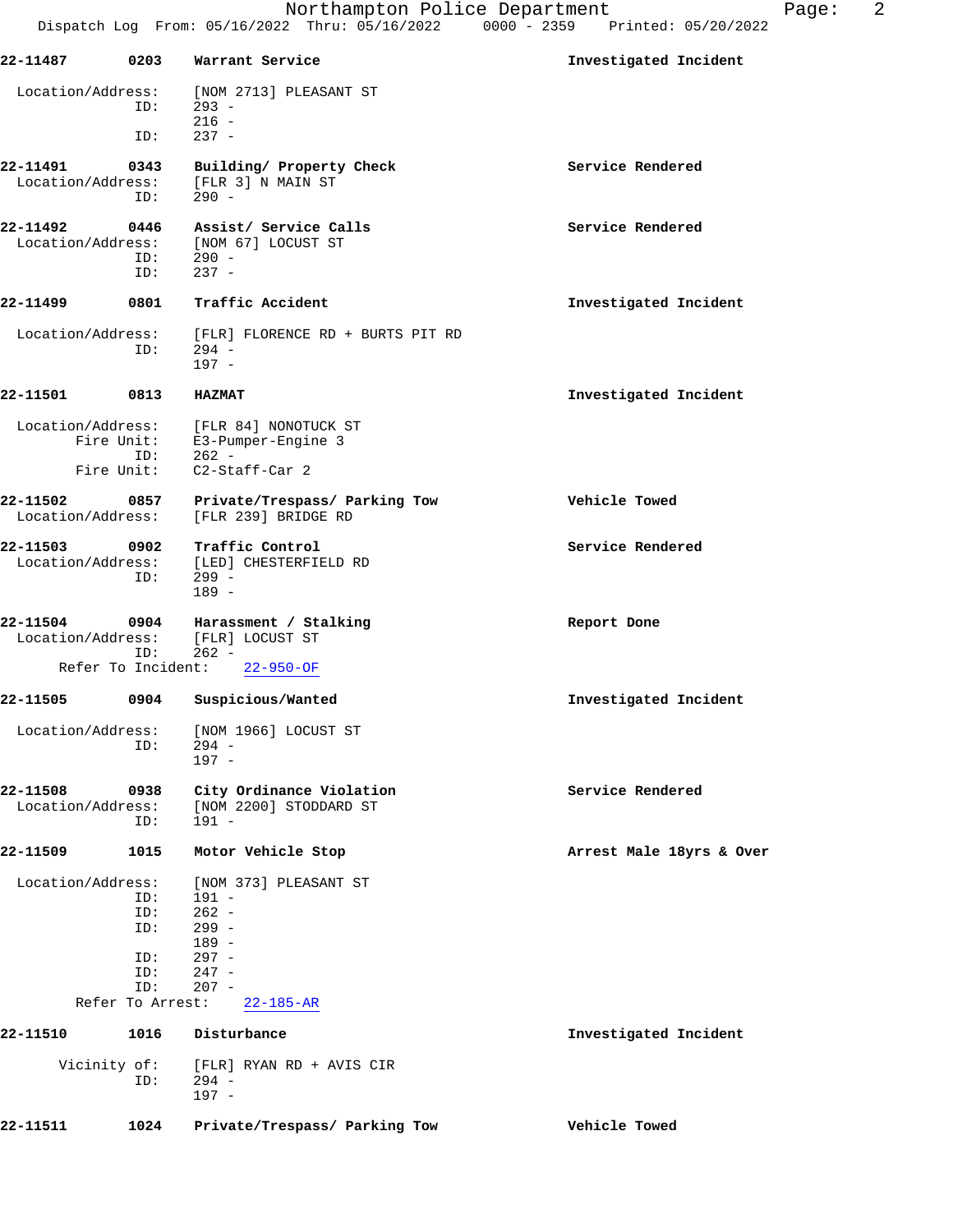**22-11487 0203 Warrant Service** — Investigated Incident

Location/Address: [NOM 2713] PLEASANT ST
ID: 293 -
216 -
ID: 237 -

**22-11491 0343 Building/ Property Check** — Service Rendered

Location/Address: [FLR 3] N MAIN ST
ID: 290 -

**22-11492 0446 Assist/ Service Calls** — Service Rendered

Location/Address: [NOM 67] LOCUST ST
ID: 290 -
ID: 237 -

**22-11499 0801 Traffic Accident** — Investigated Incident

Location/Address: [FLR] FLORENCE RD + BURTS PIT RD
ID: 294 -
197 -

**22-11501 0813 HAZMAT** — Investigated Incident

Location/Address: [FLR 84] NONOTUCK ST
Fire Unit: E3-Pumper-Engine 3
ID: 262 -
Fire Unit: C2-Staff-Car 2

**22-11502 0857 Private/Trespass/ Parking Tow** — Vehicle Towed

Location/Address: [FLR 239] BRIDGE RD

**22-11503 0902 Traffic Control** — Service Rendered

Location/Address: [LED] CHESTERFIELD RD
ID: 299 -
189 -

**22-11504 0904 Harassment / Stalking** — Report Done

Location/Address: [FLR] LOCUST ST
ID: 262 -
Refer To Incident: 22-950-OF

**22-11505 0904 Suspicious/Wanted** — Investigated Incident

Location/Address: [NOM 1966] LOCUST ST
ID: 294 -
197 -

**22-11508 0938 City Ordinance Violation** — Service Rendered

Location/Address: [NOM 2200] STODDARD ST
ID: 191 -

**22-11509 1015 Motor Vehicle Stop** — Arrest Male 18yrs & Over

Location/Address: [NOM 373] PLEASANT ST
ID: 191 -
ID: 262 -
ID: 299 -
189 -
ID: 297 -
ID: 247 -
ID: 207 -
Refer To Arrest: 22-185-AR

**22-11510 1016 Disturbance** — Investigated Incident

Vicinity of: [FLR] RYAN RD + AVIS CIR
ID: 294 -
197 -

**22-11511 1024 Private/Trespass/ Parking Tow** — Vehicle Towed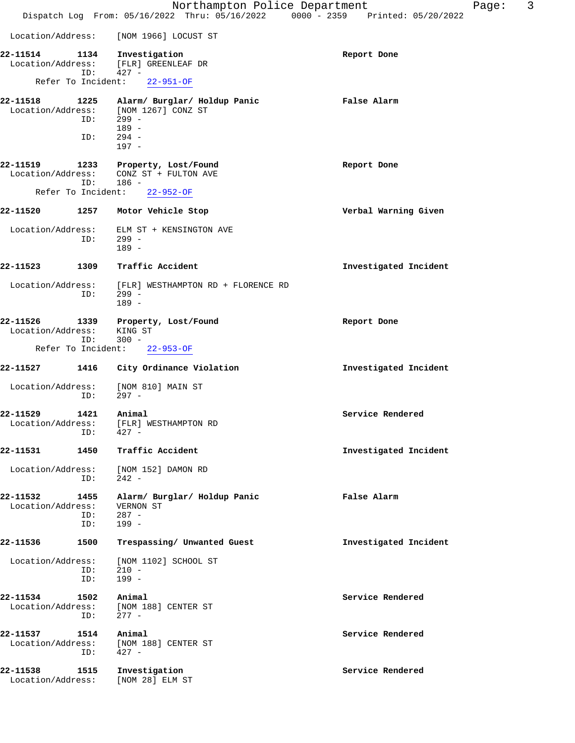Location/Address: [NOM 1966] LOCUST ST

**22-11514 1134 Investigation** — Report Done
Location/Address: [FLR] GREENLEAF DR
ID: 427 -
Refer To Incident: 22-951-OF

**22-11518 1225 Alarm/ Burglar/ Holdup Panic** — False Alarm
Location/Address: [NOM 1267] CONZ ST
ID: 299 -
189 -
ID: 294 -
197 -

**22-11519 1233 Property, Lost/Found** — Report Done
Location/Address: CONZ ST + FULTON AVE
ID: 186 -
Refer To Incident: 22-952-OF

**22-11520 1257 Motor Vehicle Stop** — Verbal Warning Given
Location/Address: ELM ST + KENSINGTON AVE
ID: 299 -
189 -

**22-11523 1309 Traffic Accident** — Investigated Incident
Location/Address: [FLR] WESTHAMPTON RD + FLORENCE RD
ID: 299 -
189 -

**22-11526 1339 Property, Lost/Found** — Report Done
Location/Address: KING ST
ID: 300 -
Refer To Incident: 22-953-OF

**22-11527 1416 City Ordinance Violation** — Investigated Incident
Location/Address: [NOM 810] MAIN ST
ID: 297 -

**22-11529 1421 Animal** — Service Rendered
Location/Address: [FLR] WESTHAMPTON RD
ID: 427 -

**22-11531 1450 Traffic Accident** — Investigated Incident
Location/Address: [NOM 152] DAMON RD
ID: 242 -

**22-11532 1455 Alarm/ Burglar/ Holdup Panic** — False Alarm
Location/Address: VERNON ST
ID: 287 -
ID: 199 -

**22-11536 1500 Trespassing/ Unwanted Guest** — Investigated Incident
Location/Address: [NOM 1102] SCHOOL ST
ID: 210 -
ID: 199 -

**22-11534 1502 Animal** — Service Rendered
Location/Address: [NOM 188] CENTER ST
ID: 277 -

**22-11537 1514 Animal** — Service Rendered
Location/Address: [NOM 188] CENTER ST
ID: 427 -

**22-11538 1515 Investigation** — Service Rendered
Location/Address: [NOM 28] ELM ST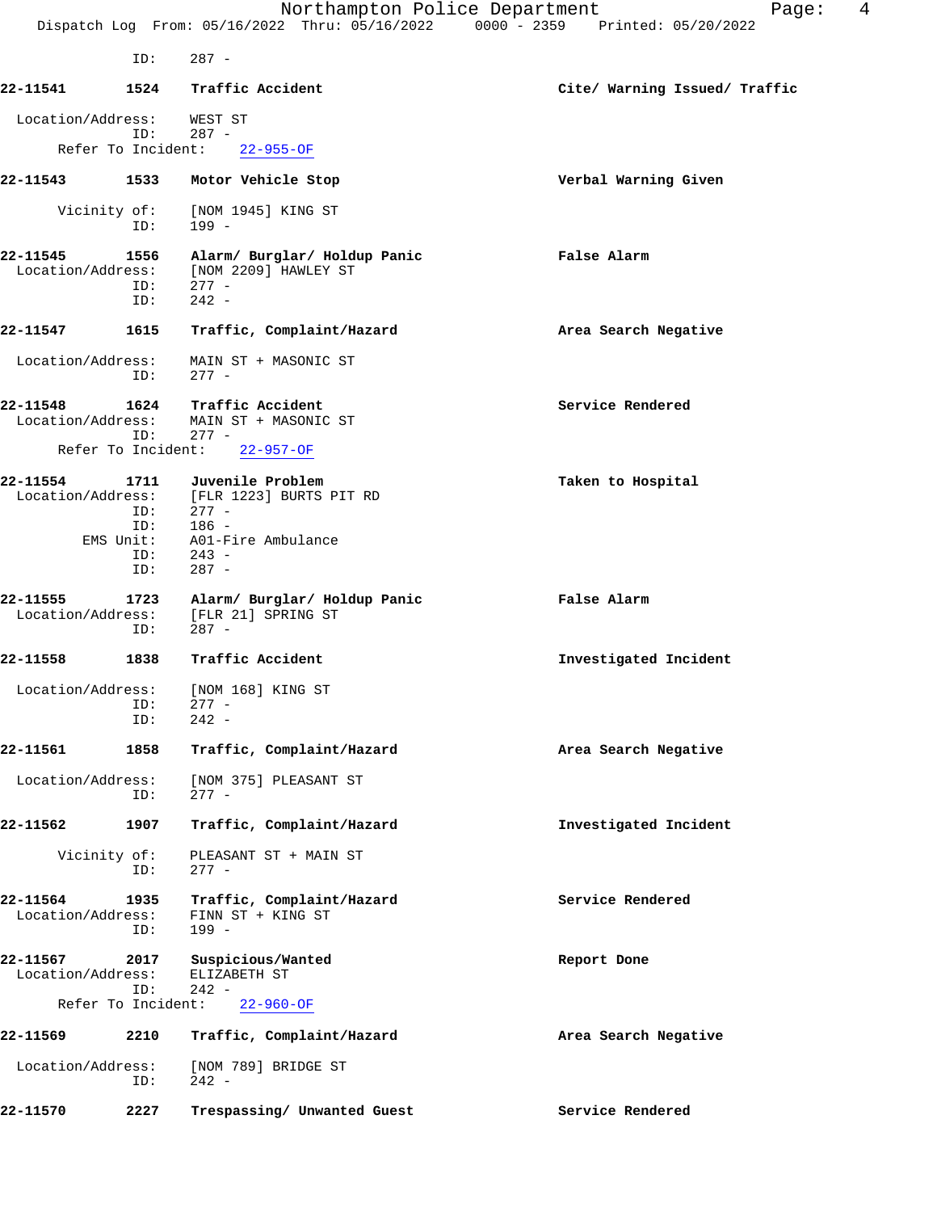ID: 287 -

**22-11541 1524 Traffic Accident** — **Cite/ Warning Issued/ Traffic**

Location/Address: WEST ST
ID: 287 -
Refer To Incident: 22-955-OF

**22-11543 1533 Motor Vehicle Stop** — **Verbal Warning Given**

Vicinity of: [NOM 1945] KING ST
ID: 199 -

**22-11545 1556 Alarm/ Burglar/ Holdup Panic** — **False Alarm**

Location/Address: [NOM 2209] HAWLEY ST
ID: 277 -
ID: 242 -

**22-11547 1615 Traffic, Complaint/Hazard** — **Area Search Negative**

Location/Address: MAIN ST + MASONIC ST
ID: 277 -

**22-11548 1624 Traffic Accident** — **Service Rendered**

Location/Address: MAIN ST + MASONIC ST
ID: 277 -
Refer To Incident: 22-957-OF

**22-11554 1711 Juvenile Problem** — **Taken to Hospital**

Location/Address: [FLR 1223] BURTS PIT RD
ID: 277 -
ID: 186 -
EMS Unit: A01-Fire Ambulance
ID: 243 -
ID: 287 -

**22-11555 1723 Alarm/ Burglar/ Holdup Panic** — **False Alarm**

Location/Address: [FLR 21] SPRING ST
ID: 287 -

**22-11558 1838 Traffic Accident** — **Investigated Incident**

Location/Address: [NOM 168] KING ST
ID: 277 -
ID: 242 -

**22-11561 1858 Traffic, Complaint/Hazard** — **Area Search Negative**

Location/Address: [NOM 375] PLEASANT ST
ID: 277 -

**22-11562 1907 Traffic, Complaint/Hazard** — **Investigated Incident**

Vicinity of: PLEASANT ST + MAIN ST
ID: 277 -

**22-11564 1935 Traffic, Complaint/Hazard** — **Service Rendered**

Location/Address: FINN ST + KING ST
ID: 199 -

**22-11567 2017 Suspicious/Wanted** — **Report Done**

Location/Address: ELIZABETH ST
ID: 242 -
Refer To Incident: 22-960-OF

**22-11569 2210 Traffic, Complaint/Hazard** — **Area Search Negative**

Location/Address: [NOM 789] BRIDGE ST
ID: 242 -

**22-11570 2227 Trespassing/ Unwanted Guest** — **Service Rendered**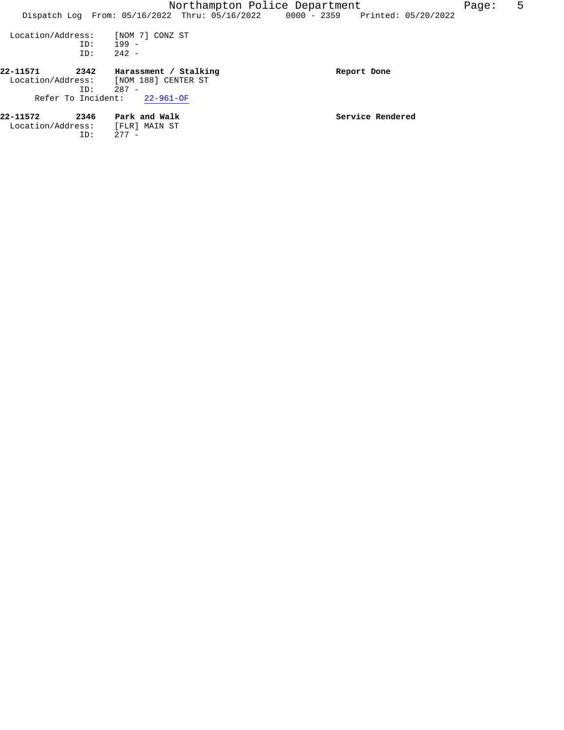Location/Address: [NOM 7] CONZ ST
ID: 199 -
ID: 242 -

**22-11571 2342 Harassment / Stalking** **Report Done**
Location/Address: [NOM 188] CENTER ST
ID: 287 -
Refer To Incident: 22-961-OF

**22-11572 2346 Park and Walk** **Service Rendered**
Location/Address: [FLR] MAIN ST
ID: 277 -